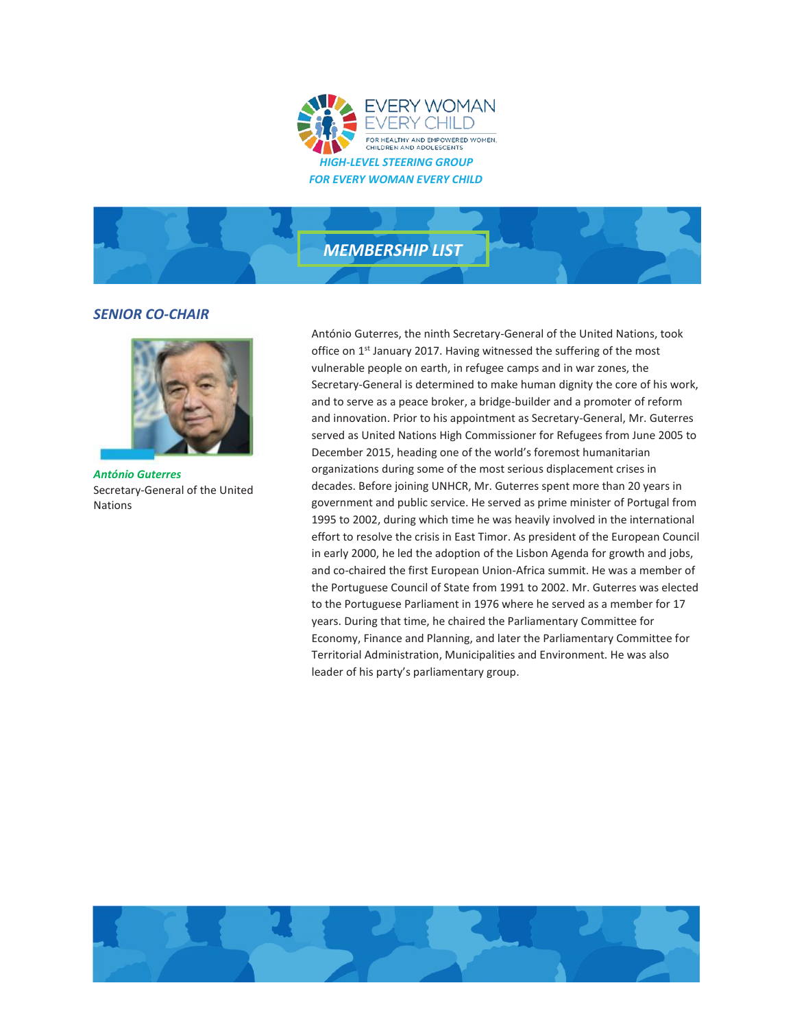EVERY WOMAN EVERY CHILD

FOR HEALTHY AND EMPOWERED WOMEN, CHILDREN AND ADOLESCENTS

***HIGH-LEVEL STEERING GROUP FOR EVERY WOMAN EVERY CHILD***

# *MEMBERSHIP LIST*

## *SENIOR CO-CHAIR*

***António Guterres***
Secretary-General of the United Nations

António Guterres, the ninth Secretary-General of the United Nations, took office on 1st January 2017. Having witnessed the suffering of the most vulnerable people on earth, in refugee camps and in war zones, the Secretary-General is determined to make human dignity the core of his work, and to serve as a peace broker, a bridge-builder and a promoter of reform and innovation. Prior to his appointment as Secretary-General, Mr. Guterres served as United Nations High Commissioner for Refugees from June 2005 to December 2015, heading one of the world's foremost humanitarian organizations during some of the most serious displacement crises in decades. Before joining UNHCR, Mr. Guterres spent more than 20 years in government and public service. He served as prime minister of Portugal from 1995 to 2002, during which time he was heavily involved in the international effort to resolve the crisis in East Timor. As president of the European Council in early 2000, he led the adoption of the Lisbon Agenda for growth and jobs, and co-chaired the first European Union-Africa summit. He was a member of the Portuguese Council of State from 1991 to 2002. Mr. Guterres was elected to the Portuguese Parliament in 1976 where he served as a member for 17 years. During that time, he chaired the Parliamentary Committee for Economy, Finance and Planning, and later the Parliamentary Committee for Territorial Administration, Municipalities and Environment. He was also leader of his party's parliamentary group.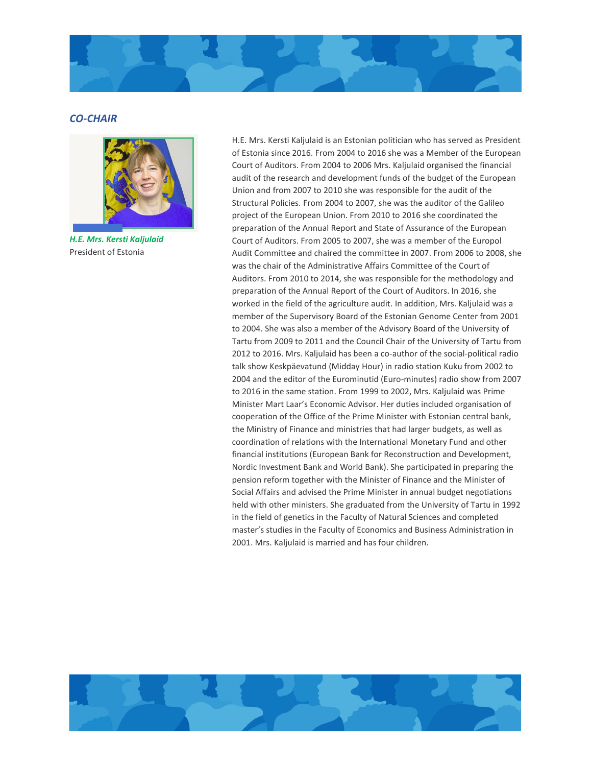### *CO-CHAIR*

***H.E. Mrs. Kersti Kaljulaid***
President of Estonia

H.E. Mrs. Kersti Kaljulaid is an Estonian politician who has served as President of Estonia since 2016. From 2004 to 2016 she was a Member of the European Court of Auditors. From 2004 to 2006 Mrs. Kaljulaid organised the financial audit of the research and development funds of the budget of the European Union and from 2007 to 2010 she was responsible for the audit of the Structural Policies. From 2004 to 2007, she was the auditor of the Galileo project of the European Union. From 2010 to 2016 she coordinated the preparation of the Annual Report and State of Assurance of the European Court of Auditors. From 2005 to 2007, she was a member of the Europol Audit Committee and chaired the committee in 2007. From 2006 to 2008, she was the chair of the Administrative Affairs Committee of the Court of Auditors. From 2010 to 2014, she was responsible for the methodology and preparation of the Annual Report of the Court of Auditors. In 2016, she worked in the field of the agriculture audit. In addition, Mrs. Kaljulaid was a member of the Supervisory Board of the Estonian Genome Center from 2001 to 2004. She was also a member of the Advisory Board of the University of Tartu from 2009 to 2011 and the Council Chair of the University of Tartu from 2012 to 2016. Mrs. Kaljulaid has been a co-author of the social-political radio talk show Keskpäevatund (Midday Hour) in radio station Kuku from 2002 to 2004 and the editor of the Eurominutid (Euro-minutes) radio show from 2007 to 2016 in the same station. From 1999 to 2002, Mrs. Kaljulaid was Prime Minister Mart Laar's Economic Advisor. Her duties included organisation of cooperation of the Office of the Prime Minister with Estonian central bank, the Ministry of Finance and ministries that had larger budgets, as well as coordination of relations with the International Monetary Fund and other financial institutions (European Bank for Reconstruction and Development, Nordic Investment Bank and World Bank). She participated in preparing the pension reform together with the Minister of Finance and the Minister of Social Affairs and advised the Prime Minister in annual budget negotiations held with other ministers. She graduated from the University of Tartu in 1992 in the field of genetics in the Faculty of Natural Sciences and completed master's studies in the Faculty of Economics and Business Administration in 2001. Mrs. Kaljulaid is married and has four children.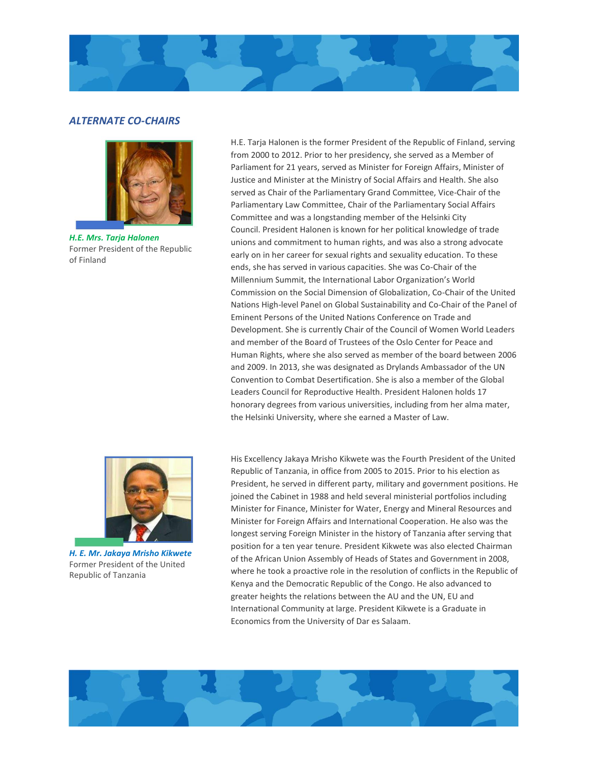## *ALTERNATE CO-CHAIRS*

***H.E. Mrs. Tarja Halonen***
Former President of the Republic of Finland

H.E. Tarja Halonen is the former President of the Republic of Finland, serving from 2000 to 2012. Prior to her presidency, she served as a Member of Parliament for 21 years, served as Minister for Foreign Affairs, Minister of Justice and Minister at the Ministry of Social Affairs and Health. She also served as Chair of the Parliamentary Grand Committee, Vice-Chair of the Parliamentary Law Committee, Chair of the Parliamentary Social Affairs Committee and was a longstanding member of the Helsinki City Council. President Halonen is known for her political knowledge of trade unions and commitment to human rights, and was also a strong advocate early on in her career for sexual rights and sexuality education. To these ends, she has served in various capacities. She was Co-Chair of the Millennium Summit, the International Labor Organization's World Commission on the Social Dimension of Globalization, Co-Chair of the United Nations High-level Panel on Global Sustainability and Co-Chair of the Panel of Eminent Persons of the United Nations Conference on Trade and Development. She is currently Chair of the Council of Women World Leaders and member of the Board of Trustees of the Oslo Center for Peace and Human Rights, where she also served as member of the board between 2006 and 2009. In 2013, she was designated as Drylands Ambassador of the UN Convention to Combat Desertification. She is also a member of the Global Leaders Council for Reproductive Health. President Halonen holds 17 honorary degrees from various universities, including from her alma mater, the Helsinki University, where she earned a Master of Law.

***H. E. Mr. Jakaya Mrisho Kikwete***
Former President of the United Republic of Tanzania

His Excellency Jakaya Mrisho Kikwete was the Fourth President of the United Republic of Tanzania, in office from 2005 to 2015. Prior to his election as President, he served in different party, military and government positions. He joined the Cabinet in 1988 and held several ministerial portfolios including Minister for Finance, Minister for Water, Energy and Mineral Resources and Minister for Foreign Affairs and International Cooperation. He also was the longest serving Foreign Minister in the history of Tanzania after serving that position for a ten year tenure. President Kikwete was also elected Chairman of the African Union Assembly of Heads of States and Government in 2008, where he took a proactive role in the resolution of conflicts in the Republic of Kenya and the Democratic Republic of the Congo. He also advanced to greater heights the relations between the AU and the UN, EU and International Community at large. President Kikwete is a Graduate in Economics from the University of Dar es Salaam.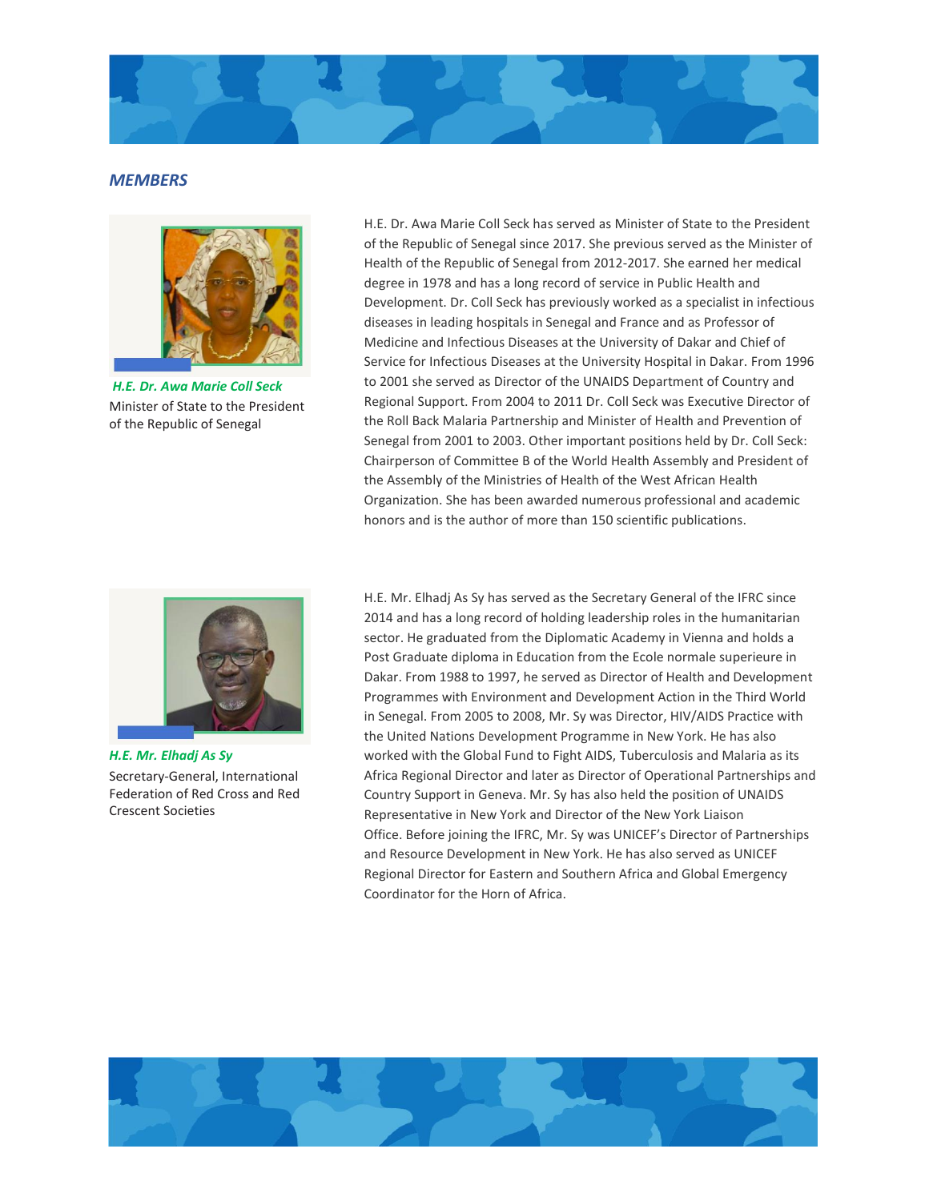## *MEMBERS*

***H.E. Dr. Awa Marie Coll Seck***
Minister of State to the President of the Republic of Senegal

H.E. Dr. Awa Marie Coll Seck has served as Minister of State to the President of the Republic of Senegal since 2017. She previous served as the Minister of Health of the Republic of Senegal from 2012-2017. She earned her medical degree in 1978 and has a long record of service in Public Health and Development. Dr. Coll Seck has previously worked as a specialist in infectious diseases in leading hospitals in Senegal and France and as Professor of Medicine and Infectious Diseases at the University of Dakar and Chief of Service for Infectious Diseases at the University Hospital in Dakar. From 1996 to 2001 she served as Director of the UNAIDS Department of Country and Regional Support. From 2004 to 2011 Dr. Coll Seck was Executive Director of the Roll Back Malaria Partnership and Minister of Health and Prevention of Senegal from 2001 to 2003. Other important positions held by Dr. Coll Seck: Chairperson of Committee B of the World Health Assembly and President of the Assembly of the Ministries of Health of the West African Health Organization. She has been awarded numerous professional and academic honors and is the author of more than 150 scientific publications.

***H.E. Mr. Elhadj As Sy***
Secretary-General, International Federation of Red Cross and Red Crescent Societies

H.E. Mr. Elhadj As Sy has served as the Secretary General of the IFRC since 2014 and has a long record of holding leadership roles in the humanitarian sector. He graduated from the Diplomatic Academy in Vienna and holds a Post Graduate diploma in Education from the Ecole normale superieure in Dakar. From 1988 to 1997, he served as Director of Health and Development Programmes with Environment and Development Action in the Third World in Senegal. From 2005 to 2008, Mr. Sy was Director, HIV/AIDS Practice with the United Nations Development Programme in New York. He has also worked with the Global Fund to Fight AIDS, Tuberculosis and Malaria as its Africa Regional Director and later as Director of Operational Partnerships and Country Support in Geneva. Mr. Sy has also held the position of UNAIDS Representative in New York and Director of the New York Liaison Office. Before joining the IFRC, Mr. Sy was UNICEF's Director of Partnerships and Resource Development in New York. He has also served as UNICEF Regional Director for Eastern and Southern Africa and Global Emergency Coordinator for the Horn of Africa.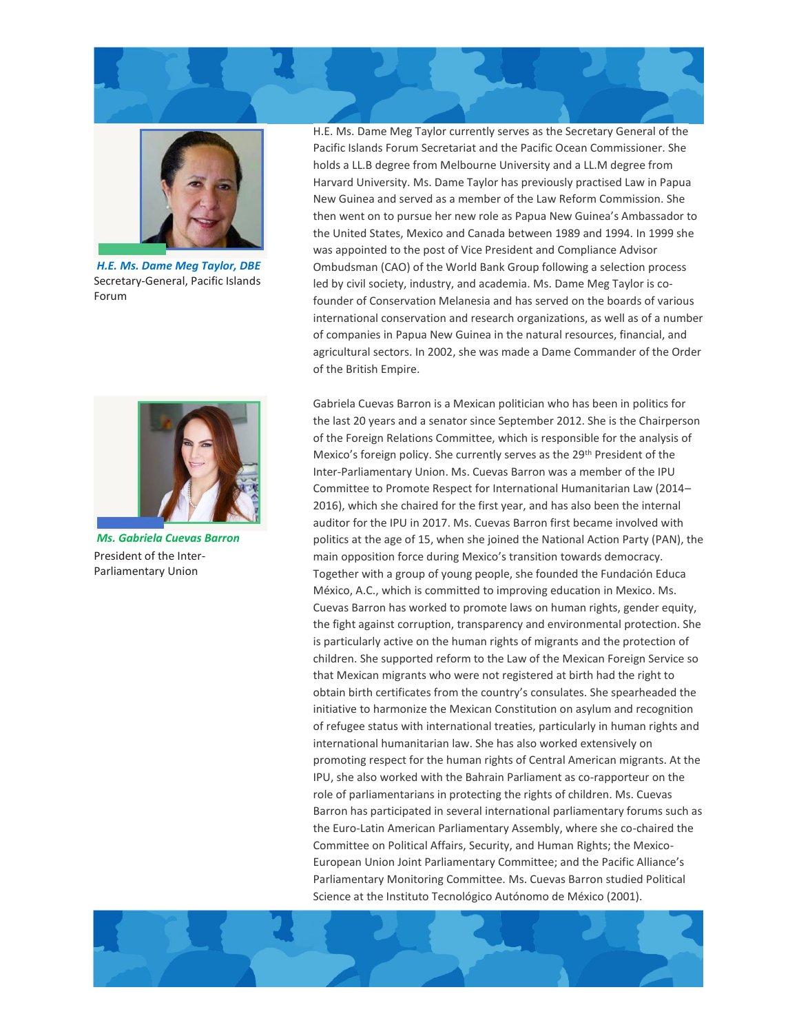***H.E. Ms. Dame Meg Taylor, DBE***
Secretary-General, Pacific Islands Forum

H.E. Ms. Dame Meg Taylor currently serves as the Secretary General of the Pacific Islands Forum Secretariat and the Pacific Ocean Commissioner. She holds a LL.B degree from Melbourne University and a LL.M degree from Harvard University. Ms. Dame Taylor has previously practised Law in Papua New Guinea and served as a member of the Law Reform Commission. She then went on to pursue her new role as Papua New Guinea's Ambassador to the United States, Mexico and Canada between 1989 and 1994. In 1999 she was appointed to the post of Vice President and Compliance Advisor Ombudsman (CAO) of the World Bank Group following a selection process led by civil society, industry, and academia. Ms. Dame Meg Taylor is co-founder of Conservation Melanesia and has served on the boards of various international conservation and research organizations, as well as of a number of companies in Papua New Guinea in the natural resources, financial, and agricultural sectors. In 2002, she was made a Dame Commander of the Order of the British Empire.

***Ms. Gabriela Cuevas Barron***
President of the Inter-Parliamentary Union

Gabriela Cuevas Barron is a Mexican politician who has been in politics for the last 20 years and a senator since September 2012. She is the Chairperson of the Foreign Relations Committee, which is responsible for the analysis of Mexico's foreign policy. She currently serves as the 29th President of the Inter-Parliamentary Union. Ms. Cuevas Barron was a member of the IPU Committee to Promote Respect for International Humanitarian Law (2014–2016), which she chaired for the first year, and has also been the internal auditor for the IPU in 2017. Ms. Cuevas Barron first became involved with politics at the age of 15, when she joined the National Action Party (PAN), the main opposition force during Mexico's transition towards democracy. Together with a group of young people, she founded the Fundación Educa México, A.C., which is committed to improving education in Mexico. Ms. Cuevas Barron has worked to promote laws on human rights, gender equity, the fight against corruption, transparency and environmental protection. She is particularly active on the human rights of migrants and the protection of children. She supported reform to the Law of the Mexican Foreign Service so that Mexican migrants who were not registered at birth had the right to obtain birth certificates from the country's consulates. She spearheaded the initiative to harmonize the Mexican Constitution on asylum and recognition of refugee status with international treaties, particularly in human rights and international humanitarian law. She has also worked extensively on promoting respect for the human rights of Central American migrants. At the IPU, she also worked with the Bahrain Parliament as co-rapporteur on the role of parliamentarians in protecting the rights of children. Ms. Cuevas Barron has participated in several international parliamentary forums such as the Euro-Latin American Parliamentary Assembly, where she co-chaired the Committee on Political Affairs, Security, and Human Rights; the Mexico-European Union Joint Parliamentary Committee; and the Pacific Alliance's Parliamentary Monitoring Committee. Ms. Cuevas Barron studied Political Science at the Instituto Tecnológico Autónomo de México (2001).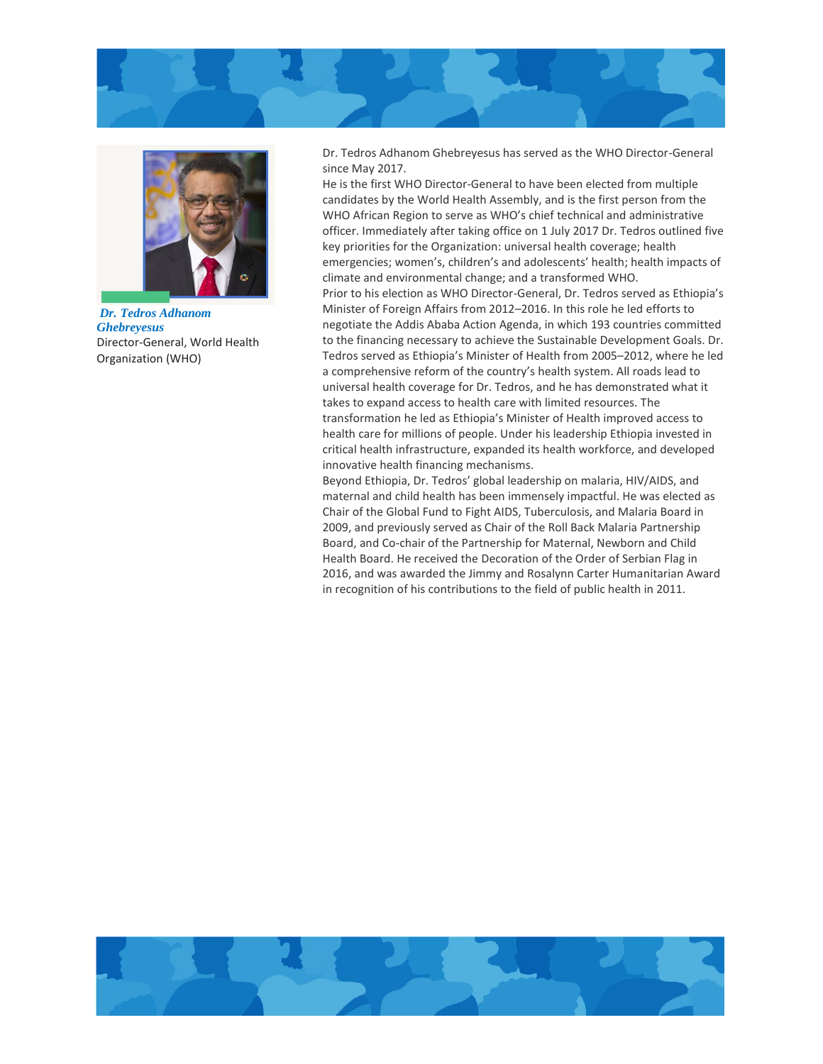***Dr. Tedros Adhanom Ghebreyesus***

Director-General, World Health Organization (WHO)

Dr. Tedros Adhanom Ghebreyesus has served as the WHO Director-General since May 2017.

He is the first WHO Director-General to have been elected from multiple candidates by the World Health Assembly, and is the first person from the WHO African Region to serve as WHO's chief technical and administrative officer. Immediately after taking office on 1 July 2017 Dr. Tedros outlined five key priorities for the Organization: universal health coverage; health emergencies; women's, children's and adolescents' health; health impacts of climate and environmental change; and a transformed WHO.

Prior to his election as WHO Director-General, Dr. Tedros served as Ethiopia's Minister of Foreign Affairs from 2012–2016. In this role he led efforts to negotiate the Addis Ababa Action Agenda, in which 193 countries committed to the financing necessary to achieve the Sustainable Development Goals. Dr. Tedros served as Ethiopia's Minister of Health from 2005–2012, where he led a comprehensive reform of the country's health system. All roads lead to universal health coverage for Dr. Tedros, and he has demonstrated what it takes to expand access to health care with limited resources. The transformation he led as Ethiopia's Minister of Health improved access to health care for millions of people. Under his leadership Ethiopia invested in critical health infrastructure, expanded its health workforce, and developed innovative health financing mechanisms.

Beyond Ethiopia, Dr. Tedros' global leadership on malaria, HIV/AIDS, and maternal and child health has been immensely impactful. He was elected as Chair of the Global Fund to Fight AIDS, Tuberculosis, and Malaria Board in 2009, and previously served as Chair of the Roll Back Malaria Partnership Board, and Co-chair of the Partnership for Maternal, Newborn and Child Health Board. He received the Decoration of the Order of Serbian Flag in 2016, and was awarded the Jimmy and Rosalynn Carter Humanitarian Award in recognition of his contributions to the field of public health in 2011.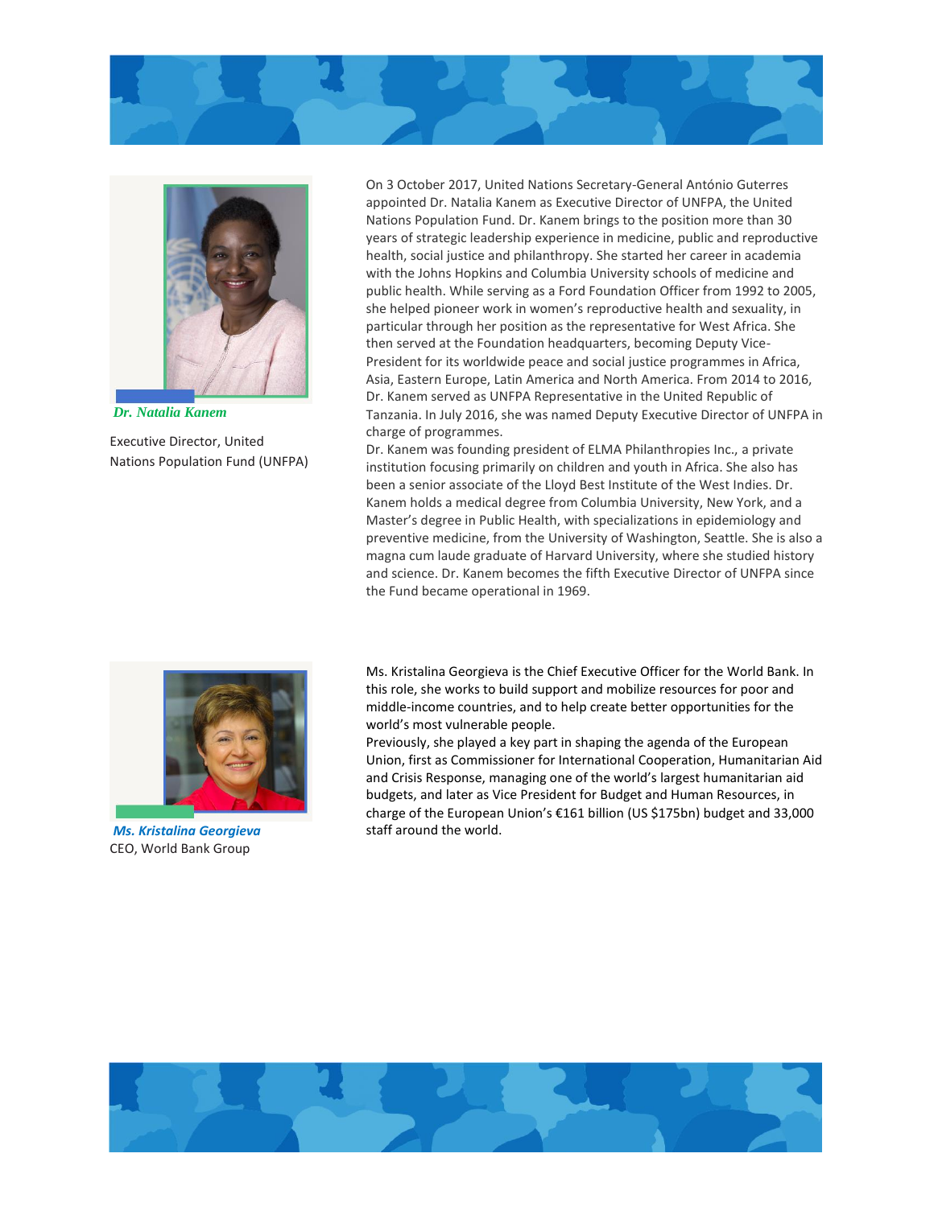***Dr. Natalia Kanem***

Executive Director, United Nations Population Fund (UNFPA)

On 3 October 2017, United Nations Secretary-General António Guterres appointed Dr. Natalia Kanem as Executive Director of UNFPA, the United Nations Population Fund. Dr. Kanem brings to the position more than 30 years of strategic leadership experience in medicine, public and reproductive health, social justice and philanthropy. She started her career in academia with the Johns Hopkins and Columbia University schools of medicine and public health. While serving as a Ford Foundation Officer from 1992 to 2005, she helped pioneer work in women's reproductive health and sexuality, in particular through her position as the representative for West Africa. She then served at the Foundation headquarters, becoming Deputy Vice-President for its worldwide peace and social justice programmes in Africa, Asia, Eastern Europe, Latin America and North America. From 2014 to 2016, Dr. Kanem served as UNFPA Representative in the United Republic of Tanzania. In July 2016, she was named Deputy Executive Director of UNFPA in charge of programmes.

Dr. Kanem was founding president of ELMA Philanthropies Inc., a private institution focusing primarily on children and youth in Africa. She also has been a senior associate of the Lloyd Best Institute of the West Indies. Dr. Kanem holds a medical degree from Columbia University, New York, and a Master's degree in Public Health, with specializations in epidemiology and preventive medicine, from the University of Washington, Seattle. She is also a magna cum laude graduate of Harvard University, where she studied history and science. Dr. Kanem becomes the fifth Executive Director of UNFPA since the Fund became operational in 1969.

***Ms. Kristalina Georgieva***

CEO, World Bank Group

Ms. Kristalina Georgieva is the Chief Executive Officer for the World Bank. In this role, she works to build support and mobilize resources for poor and middle-income countries, and to help create better opportunities for the world's most vulnerable people.

Previously, she played a key part in shaping the agenda of the European Union, first as Commissioner for International Cooperation, Humanitarian Aid and Crisis Response, managing one of the world's largest humanitarian aid budgets, and later as Vice President for Budget and Human Resources, in charge of the European Union's €161 billion (US $175bn) budget and 33,000 staff around the world.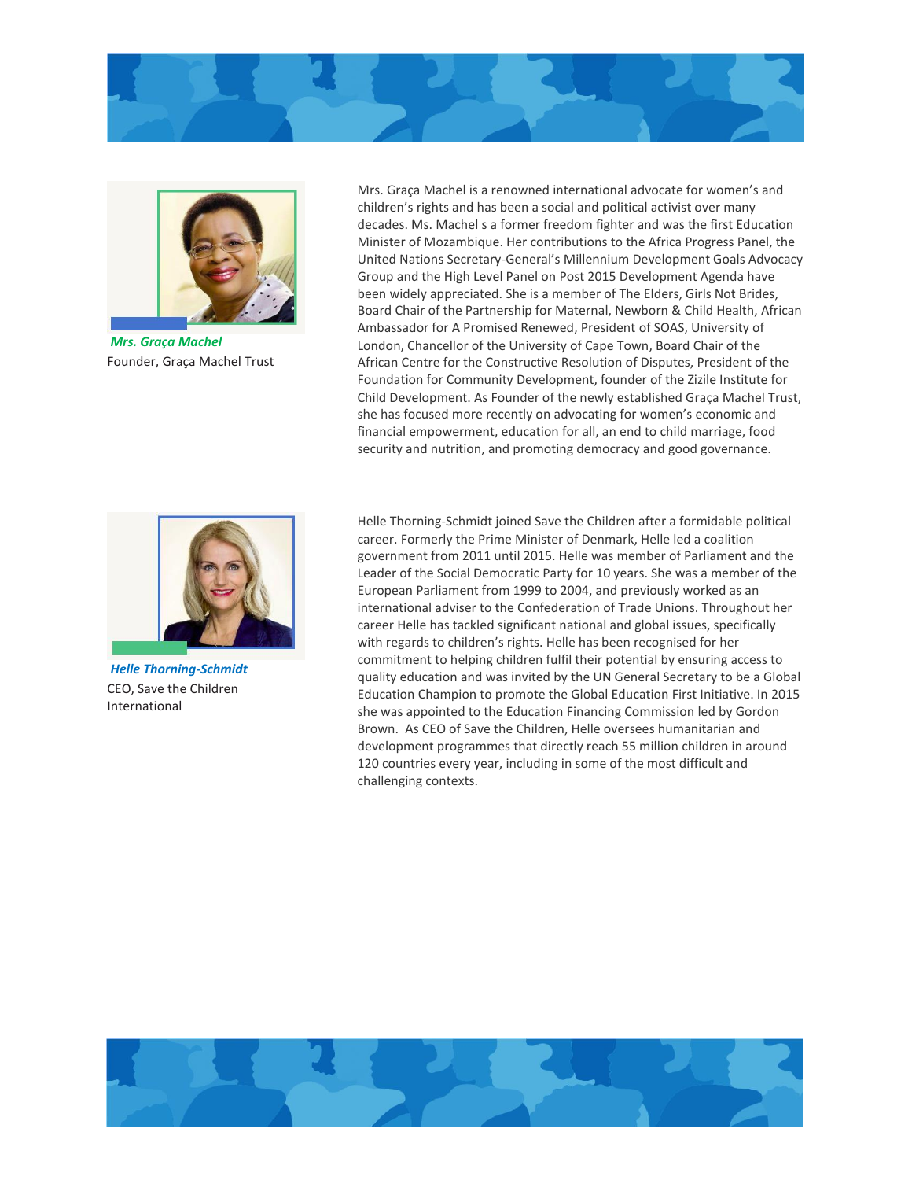***Mrs. Graça Machel***
Founder, Graça Machel Trust

Mrs. Graça Machel is a renowned international advocate for women's and children's rights and has been a social and political activist over many decades. Ms. Machel s a former freedom fighter and was the first Education Minister of Mozambique. Her contributions to the Africa Progress Panel, the United Nations Secretary-General's Millennium Development Goals Advocacy Group and the High Level Panel on Post 2015 Development Agenda have been widely appreciated. She is a member of The Elders, Girls Not Brides, Board Chair of the Partnership for Maternal, Newborn & Child Health, African Ambassador for A Promised Renewed, President of SOAS, University of London, Chancellor of the University of Cape Town, Board Chair of the African Centre for the Constructive Resolution of Disputes, President of the Foundation for Community Development, founder of the Zizile Institute for Child Development. As Founder of the newly established Graça Machel Trust, she has focused more recently on advocating for women's economic and financial empowerment, education for all, an end to child marriage, food security and nutrition, and promoting democracy and good governance.

***Helle Thorning-Schmidt***
CEO, Save the Children International

Helle Thorning-Schmidt joined Save the Children after a formidable political career. Formerly the Prime Minister of Denmark, Helle led a coalition government from 2011 until 2015. Helle was member of Parliament and the Leader of the Social Democratic Party for 10 years. She was a member of the European Parliament from 1999 to 2004, and previously worked as an international adviser to the Confederation of Trade Unions. Throughout her career Helle has tackled significant national and global issues, specifically with regards to children's rights. Helle has been recognised for her commitment to helping children fulfil their potential by ensuring access to quality education and was invited by the UN General Secretary to be a Global Education Champion to promote the Global Education First Initiative. In 2015 she was appointed to the Education Financing Commission led by Gordon Brown. As CEO of Save the Children, Helle oversees humanitarian and development programmes that directly reach 55 million children in around 120 countries every year, including in some of the most difficult and challenging contexts.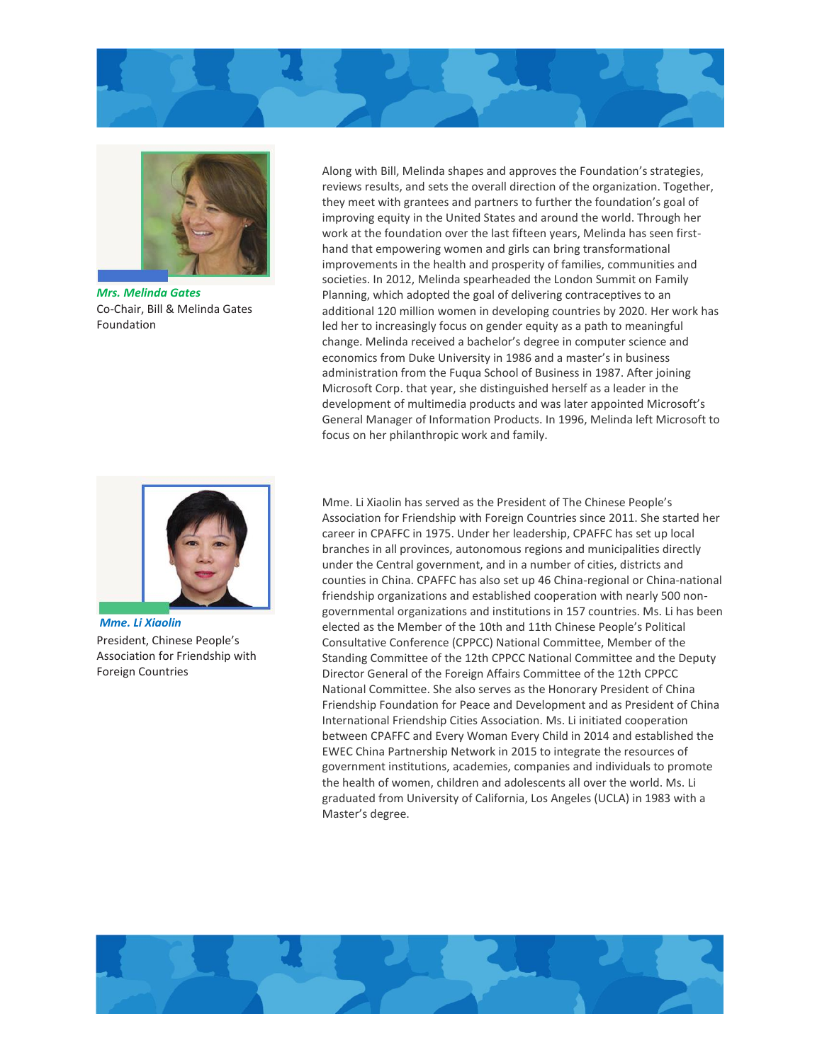***Mrs. Melinda Gates***
Co-Chair, Bill & Melinda Gates Foundation

Along with Bill, Melinda shapes and approves the Foundation's strategies, reviews results, and sets the overall direction of the organization. Together, they meet with grantees and partners to further the foundation's goal of improving equity in the United States and around the world. Through her work at the foundation over the last fifteen years, Melinda has seen first-hand that empowering women and girls can bring transformational improvements in the health and prosperity of families, communities and societies. In 2012, Melinda spearheaded the London Summit on Family Planning, which adopted the goal of delivering contraceptives to an additional 120 million women in developing countries by 2020. Her work has led her to increasingly focus on gender equity as a path to meaningful change. Melinda received a bachelor's degree in computer science and economics from Duke University in 1986 and a master's in business administration from the Fuqua School of Business in 1987. After joining Microsoft Corp. that year, she distinguished herself as a leader in the development of multimedia products and was later appointed Microsoft's General Manager of Information Products. In 1996, Melinda left Microsoft to focus on her philanthropic work and family.

***Mme. Li Xiaolin***
President, Chinese People's Association for Friendship with Foreign Countries

Mme. Li Xiaolin has served as the President of The Chinese People's Association for Friendship with Foreign Countries since 2011. She started her career in CPAFFC in 1975. Under her leadership, CPAFFC has set up local branches in all provinces, autonomous regions and municipalities directly under the Central government, and in a number of cities, districts and counties in China. CPAFFC has also set up 46 China-regional or China-national friendship organizations and established cooperation with nearly 500 non-governmental organizations and institutions in 157 countries. Ms. Li has been elected as the Member of the 10th and 11th Chinese People's Political Consultative Conference (CPPCC) National Committee, Member of the Standing Committee of the 12th CPPCC National Committee and the Deputy Director General of the Foreign Affairs Committee of the 12th CPPCC National Committee. She also serves as the Honorary President of China Friendship Foundation for Peace and Development and as President of China International Friendship Cities Association. Ms. Li initiated cooperation between CPAFFC and Every Woman Every Child in 2014 and established the EWEC China Partnership Network in 2015 to integrate the resources of government institutions, academies, companies and individuals to promote the health of women, children and adolescents all over the world. Ms. Li graduated from University of California, Los Angeles (UCLA) in 1983 with a Master's degree.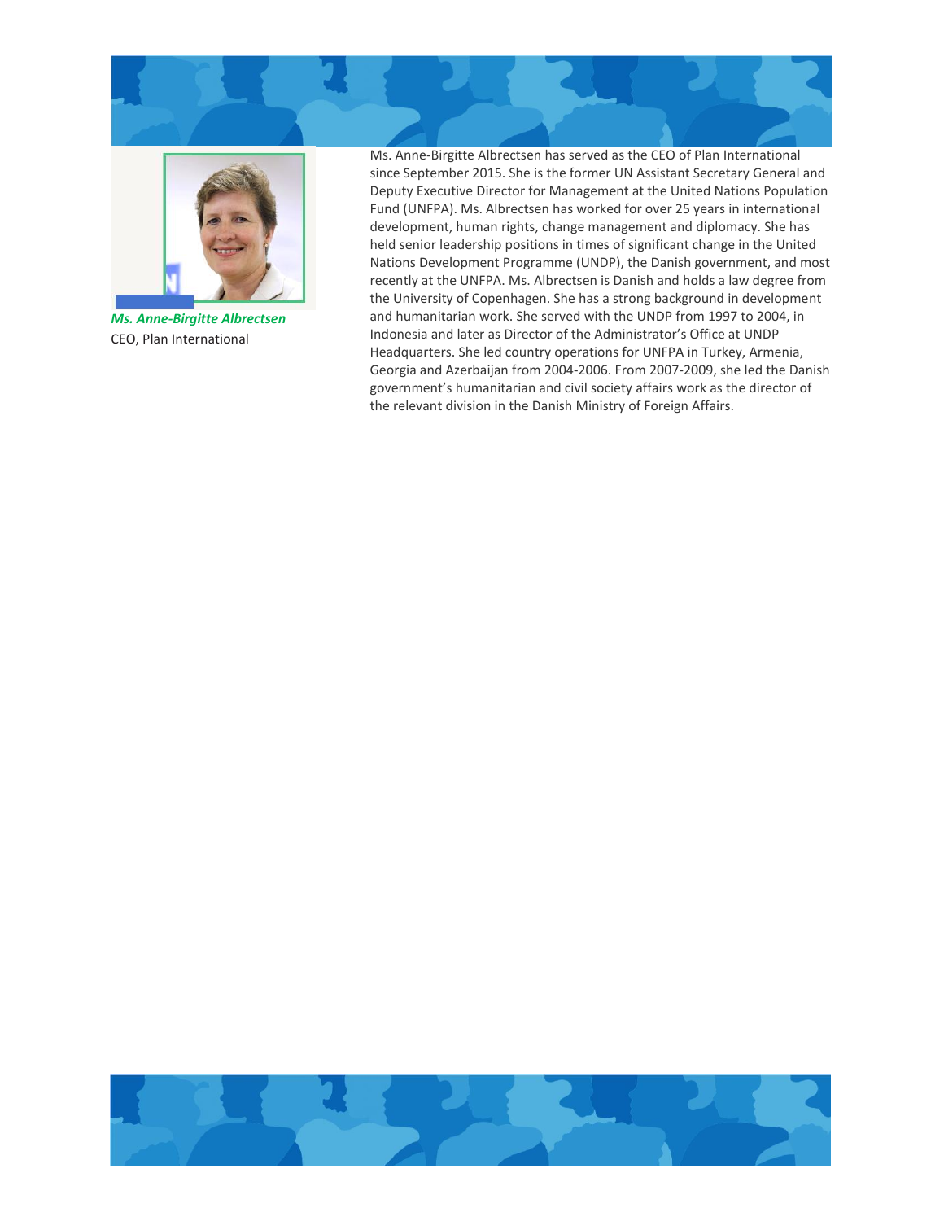***Ms. Anne-Birgitte Albrectsen***
CEO, Plan International

Ms. Anne-Birgitte Albrectsen has served as the CEO of Plan International since September 2015. She is the former UN Assistant Secretary General and Deputy Executive Director for Management at the United Nations Population Fund (UNFPA). Ms. Albrectsen has worked for over 25 years in international development, human rights, change management and diplomacy. She has held senior leadership positions in times of significant change in the United Nations Development Programme (UNDP), the Danish government, and most recently at the UNFPA. Ms. Albrectsen is Danish and holds a law degree from the University of Copenhagen. She has a strong background in development and humanitarian work. She served with the UNDP from 1997 to 2004, in Indonesia and later as Director of the Administrator's Office at UNDP Headquarters. She led country operations for UNFPA in Turkey, Armenia, Georgia and Azerbaijan from 2004-2006. From 2007-2009, she led the Danish government's humanitarian and civil society affairs work as the director of the relevant division in the Danish Ministry of Foreign Affairs.